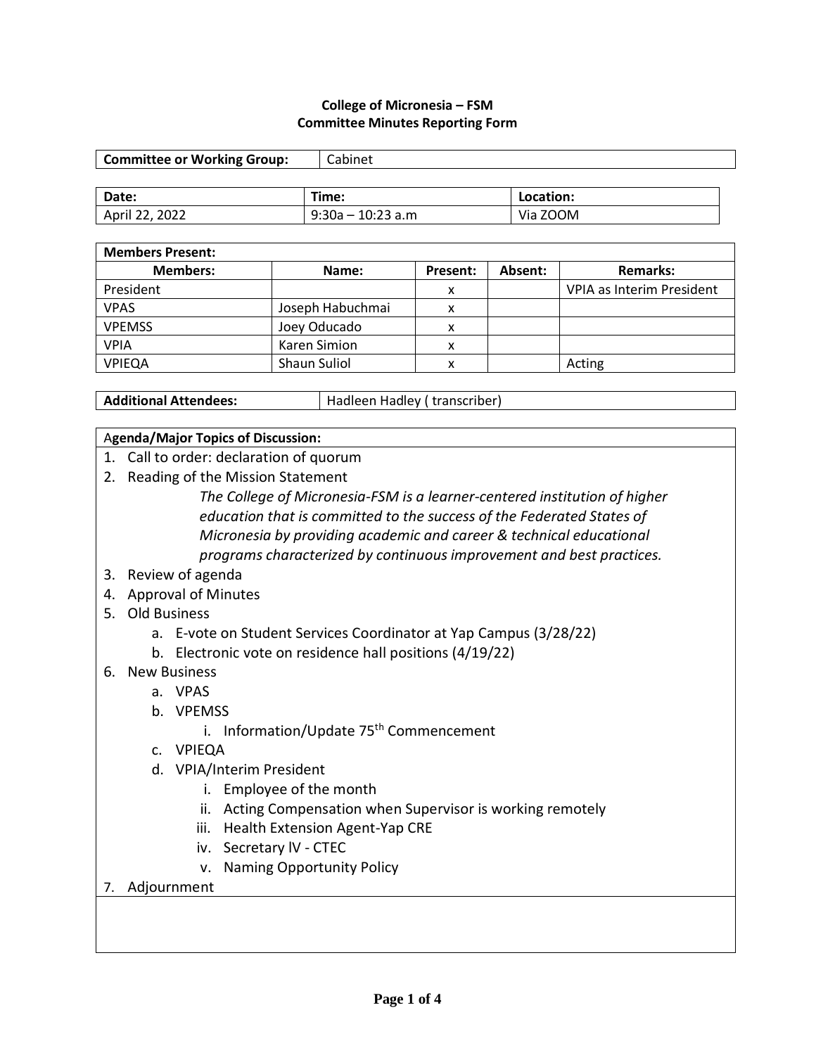**College of Micronesia – FSM**
**Committee Minutes Reporting Form**

| **Committee or Working Group:** | Cabinet |
|---|---|

| **Date:** | **Time:** | **Location:** |
|---|---|---|
| April 22, 2022 | 9:30a – 10:23 a.m | Via ZOOM |

| **Members Present:** | | | | |
|---|---|---|---|---|
| **Members:** | **Name:** | **Present:** | **Absent:** | **Remarks:** |
| President | | x | | VPIA as Interim President |
| VPAS | Joseph Habuchmai | x | | |
| VPEMSS | Joey Oducado | x | | |
| VPIA | Karen Simion | x | | |
| VPIEQA | Shaun Suliol | x | | Acting |

| **Additional Attendees:** | Hadleen Hadley ( transcriber) |
|---|---|

**Agenda/Major Topics of Discussion:**

1. Call to order: declaration of quorum
2. Reading of the Mission Statement

   *The College of Micronesia-FSM is a learner-centered institution of higher education that is committed to the success of the Federated States of Micronesia by providing academic and career & technical educational programs characterized by continuous improvement and best practices.*

3. Review of agenda
4. Approval of Minutes
5. Old Business
   a. E-vote on Student Services Coordinator at Yap Campus (3/28/22)
   b. Electronic vote on residence hall positions (4/19/22)
6. New Business
   a. VPAS
   b. VPEMSS
      i. Information/Update 75th Commencement
   c. VPIEQA
   d. VPIA/Interim President
      i. Employee of the month
      ii. Acting Compensation when Supervisor is working remotely
      iii. Health Extension Agent-Yap CRE
      iv. Secretary lV - CTEC
      v. Naming Opportunity Policy
7. Adjournment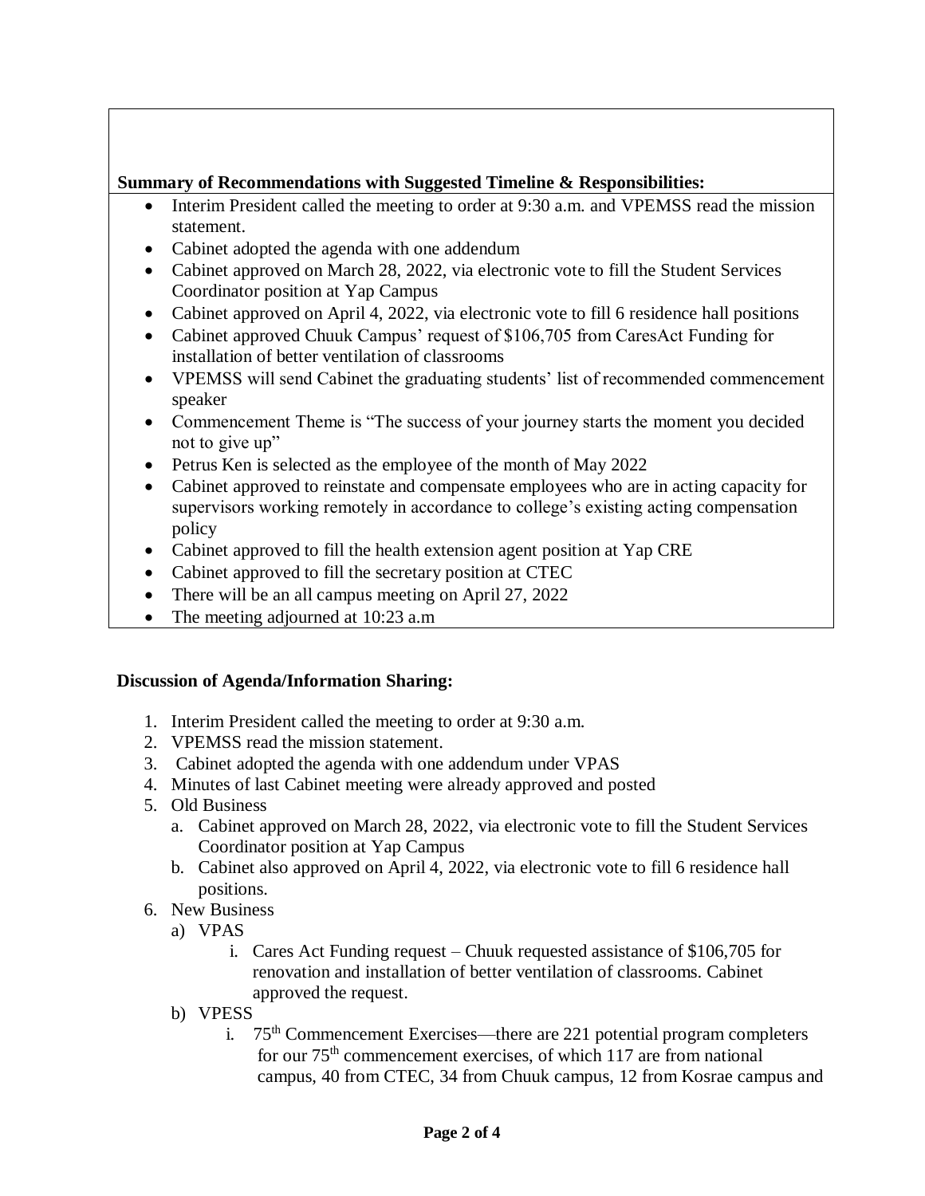**Summary of Recommendations with Suggested Timeline & Responsibilities:**

- Interim President called the meeting to order at 9:30 a.m. and VPEMSS read the mission statement.
- Cabinet adopted the agenda with one addendum
- Cabinet approved on March 28, 2022, via electronic vote to fill the Student Services Coordinator position at Yap Campus
- Cabinet approved on April 4, 2022, via electronic vote to fill 6 residence hall positions
- Cabinet approved Chuuk Campus' request of $106,705 from CaresAct Funding for installation of better ventilation of classrooms
- VPEMSS will send Cabinet the graduating students' list of recommended commencement speaker
- Commencement Theme is "The success of your journey starts the moment you decided not to give up"
- Petrus Ken is selected as the employee of the month of May 2022
- Cabinet approved to reinstate and compensate employees who are in acting capacity for supervisors working remotely in accordance to college's existing acting compensation policy
- Cabinet approved to fill the health extension agent position at Yap CRE
- Cabinet approved to fill the secretary position at CTEC
- There will be an all campus meeting on April 27, 2022
- The meeting adjourned at 10:23 a.m

**Discussion of Agenda/Information Sharing:**

1. Interim President called the meeting to order at 9:30 a.m.
2. VPEMSS read the mission statement.
3. Cabinet adopted the agenda with one addendum under VPAS
4. Minutes of last Cabinet meeting were already approved and posted
5. Old Business
   a. Cabinet approved on March 28, 2022, via electronic vote to fill the Student Services Coordinator position at Yap Campus
   b. Cabinet also approved on April 4, 2022, via electronic vote to fill 6 residence hall positions.
6. New Business
   a) VPAS
      i. Cares Act Funding request – Chuuk requested assistance of $106,705 for renovation and installation of better ventilation of classrooms. Cabinet approved the request.
   b) VPESS
      i. 75th Commencement Exercises—there are 221 potential program completers for our 75th commencement exercises, of which 117 are from national campus, 40 from CTEC, 34 from Chuuk campus, 12 from Kosrae campus and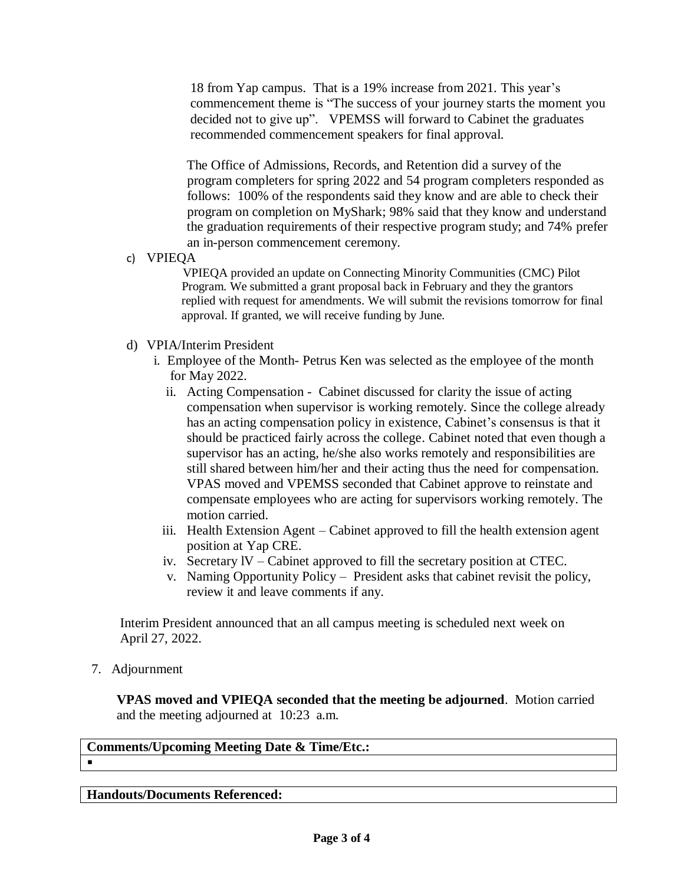18 from Yap campus. That is a 19% increase from 2021. This year's commencement theme is "The success of your journey starts the moment you decided not to give up". VPEMSS will forward to Cabinet the graduates recommended commencement speakers for final approval.

The Office of Admissions, Records, and Retention did a survey of the program completers for spring 2022 and 54 program completers responded as follows: 100% of the respondents said they know and are able to check their program on completion on MyShark; 98% said that they know and understand the graduation requirements of their respective program study; and 74% prefer an in-person commencement ceremony.

c) VPIEQA

VPIEQA provided an update on Connecting Minority Communities (CMC) Pilot Program. We submitted a grant proposal back in February and they the grantors replied with request for amendments. We will submit the revisions tomorrow for final approval. If granted, we will receive funding by June.

d) VPIA/Interim President

i. Employee of the Month- Petrus Ken was selected as the employee of the month for May 2022.

ii. Acting Compensation - Cabinet discussed for clarity the issue of acting compensation when supervisor is working remotely. Since the college already has an acting compensation policy in existence, Cabinet's consensus is that it should be practiced fairly across the college. Cabinet noted that even though a supervisor has an acting, he/she also works remotely and responsibilities are still shared between him/her and their acting thus the need for compensation. VPAS moved and VPEMSS seconded that Cabinet approve to reinstate and compensate employees who are acting for supervisors working remotely. The motion carried.

iii. Health Extension Agent – Cabinet approved to fill the health extension agent position at Yap CRE.

iv. Secretary lV – Cabinet approved to fill the secretary position at CTEC.

v. Naming Opportunity Policy – President asks that cabinet revisit the policy, review it and leave comments if any.

Interim President announced that an all campus meeting is scheduled next week on April 27, 2022.

7. Adjournment

**VPAS moved and VPIEQA seconded that the meeting be adjourned**. Motion carried and the meeting adjourned at 10:23 a.m.

| **Comments/Upcoming Meeting Date & Time/Etc.:** |
| --- |
| ▪ |

| **Handouts/Documents Referenced:** |
| --- |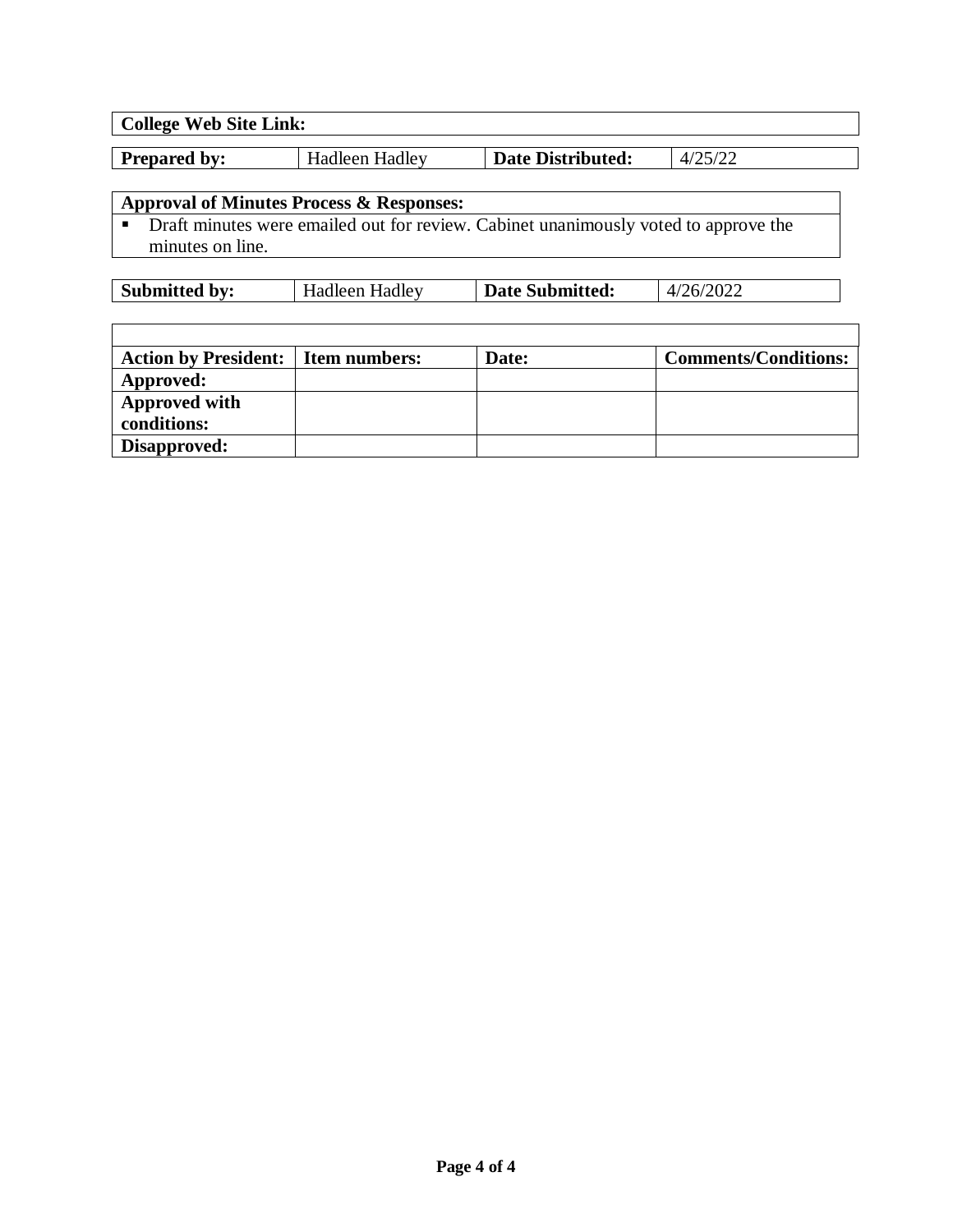| College Web Site Link: | | | |
|---|---|---|---|

| | | | |
|---|---|---|---|
| **Prepared by:** | Hadleen Hadley | **Date Distributed:** | 4/25/22 |

| Approval of Minutes Process & Responses: |
|---|
| ▪ Draft minutes were emailed out for review. Cabinet unanimously voted to approve the minutes on line. |

| | | | |
|---|---|---|---|
| **Submitted by:** | Hadleen Hadley | **Date Submitted:** | 4/26/2022 |

| | | | |
|---|---|---|---|
| **Action by President:** | **Item numbers:** | **Date:** | **Comments/Conditions:** |
| **Approved:** | | | |
| **Approved with conditions:** | | | |
| **Disapproved:** | | | |